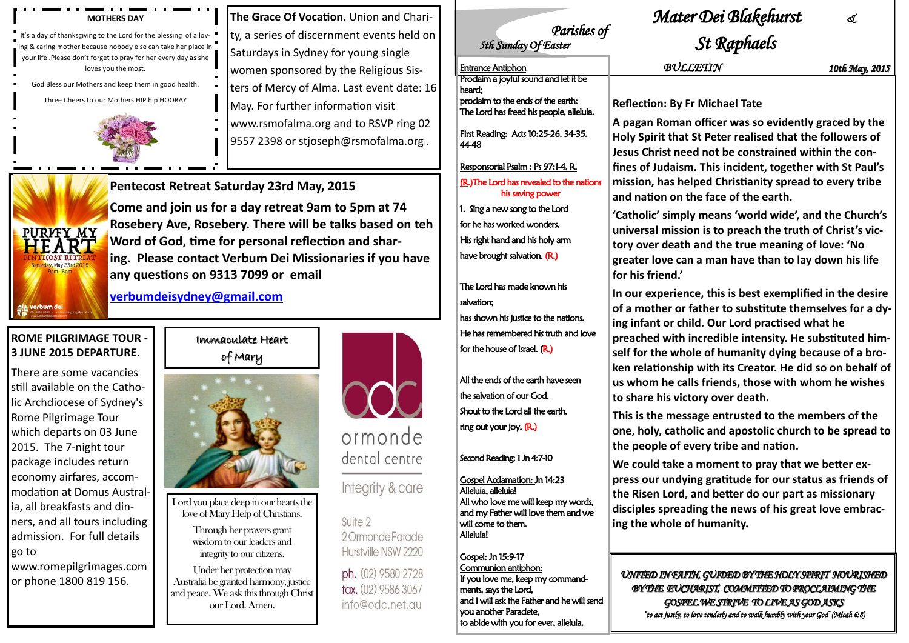# Mater Dei Blakehurst & St Raphaels

*Parishes of*

*5th Sunday Of Easter*

*BULLETIN* — *10th May, 2015*

## Entrance Antiphon

Proclaim a joyful sound and let it be heard;
proclaim to the ends of the earth:
The Lord has freed his people, alleluia.

First Reading: Acts 10:25-26. 34-35. 44-48

Responsorial Psalm : Ps 97:1-4. R.

(R.)The Lord has revealed to the nations his saving power

1. Sing a new song to the Lord
for he has worked wonders.
His right hand and his holy arm
have brought salvation. (R.)

The Lord has made known his salvation;
has shown his justice to the nations.
He has remembered his truth and love
for the house of Israel. (R.)

All the ends of the earth have seen
the salvation of our God.
Shout to the Lord all the earth,
ring out your joy. (R.)

Second Reading: 1 Jn 4:7-10

Gospel Acclamation: Jn 14:23
Alleluia, alleluia!
All who love me will keep my words,
and my Father will love them and we will come to them.
Alleluia!

Gospel: Jn 15:9-17

Communion antiphon:
If you love me, keep my commandments, says the Lord,
and I will ask the Father and he will send you another Paraclete,
to abide with you for ever, alleluia.

## Reflection: By Fr Michael Tate

**A pagan Roman officer was so evidently graced by the Holy Spirit that St Peter realised that the followers of Jesus Christ need not be constrained within the confines of Judaism. This incident, together with St Paul's mission, has helped Christianity spread to every tribe and nation on the face of the earth.**

**'Catholic' simply means 'world wide', and the Church's universal mission is to preach the truth of Christ's victory over death and the true meaning of love: 'No greater love can a man have than to lay down his life for his friend.'**

**In our experience, this is best exemplified in the desire of a mother or father to substitute themselves for a dying infant or child. Our Lord practised what he preached with incredible intensity. He substituted himself for the whole of humanity dying because of a broken relationship with its Creator. He did so on behalf of us whom he calls friends, those with whom he wishes to share his victory over death.**

**This is the message entrusted to the members of the one, holy, catholic and apostolic church to be spread to the people of every tribe and nation.**

**We could take a moment to pray that we better express our undying gratitude for our status as friends of the Risen Lord, and better do our part as missionary disciples spreading the news of his great love embracing the whole of humanity.**

*UNITED IN FAITH, GUIDED BY THE HOLY SPIRIT NOURISHED BY THE EUCHARIST, COMMITTED TO PROCLAIMING THE GOSPEL WE STRIVE TO LIVE AS GOD ASKS*
*"to act justly, to love tenderly and to walk humbly with your God" (Micah 6:8)*

---

## MOTHERS DAY

It's a day of thanksgiving to the Lord for the blessing of a loving & caring mother because nobody else can take her place in your life .Please don't forget to pray for her every day as she loves you the most.

God Bless our Mothers and keep them in good health.

Three Cheers to our Mothers HIP hip HOORAY

**The Grace Of Vocation.** Union and Charity, a series of discernment events held on Saturdays in Sydney for young single women sponsored by the Religious Sisters of Mercy of Alma. Last event date: 16 May. For further information visit www.rsmofalma.org and to RSVP ring 02 9557 2398 or stjoseph@rsmofalma.org .

## Pentecost Retreat Saturday 23rd May, 2015

**Come and join us for a day retreat 9am to 5pm at 74 Rosebery Ave, Rosebery. There will be talks based on teh Word of God, time for personal reflection and sharing. Please contact Verbum Dei Missionaries if you have any questions on 9313 7099 or email**

**verbumdeisydney@gmail.com**

PURITY MY HEART — PENTECOST RETREAT Saturday, May 23rd 2015 9am - 6pm — verbum dei

## ROME PILGRIMAGE TOUR - 3 JUNE 2015 DEPARTURE.

There are some vacancies still available on the Catholic Archdiocese of Sydney's Rome Pilgrimage Tour which departs on 03 June 2015. The 7-night tour package includes return economy airfares, accommodation at Domus Australia, all breakfasts and dinners, and all tours including admission. For full details go to www.romepilgrimages.com or phone 1800 819 156.

## Immaculate Heart of Mary

Lord you place deep in our hearts the love of Mary Help of Christians.

Through her prayers grant wisdom to our leaders and integrity to our citizens.

Under her protection may Australia be granted harmony, justice and peace. We ask this through Christ our Lord. Amen.

odc — ormonde dental centre

Integrity & care

Suite 2
2 Ormonde Parade
Hurstville NSW 2220

ph. (02) 9580 2728
fax. (02) 9586 3067
info@odc.net.au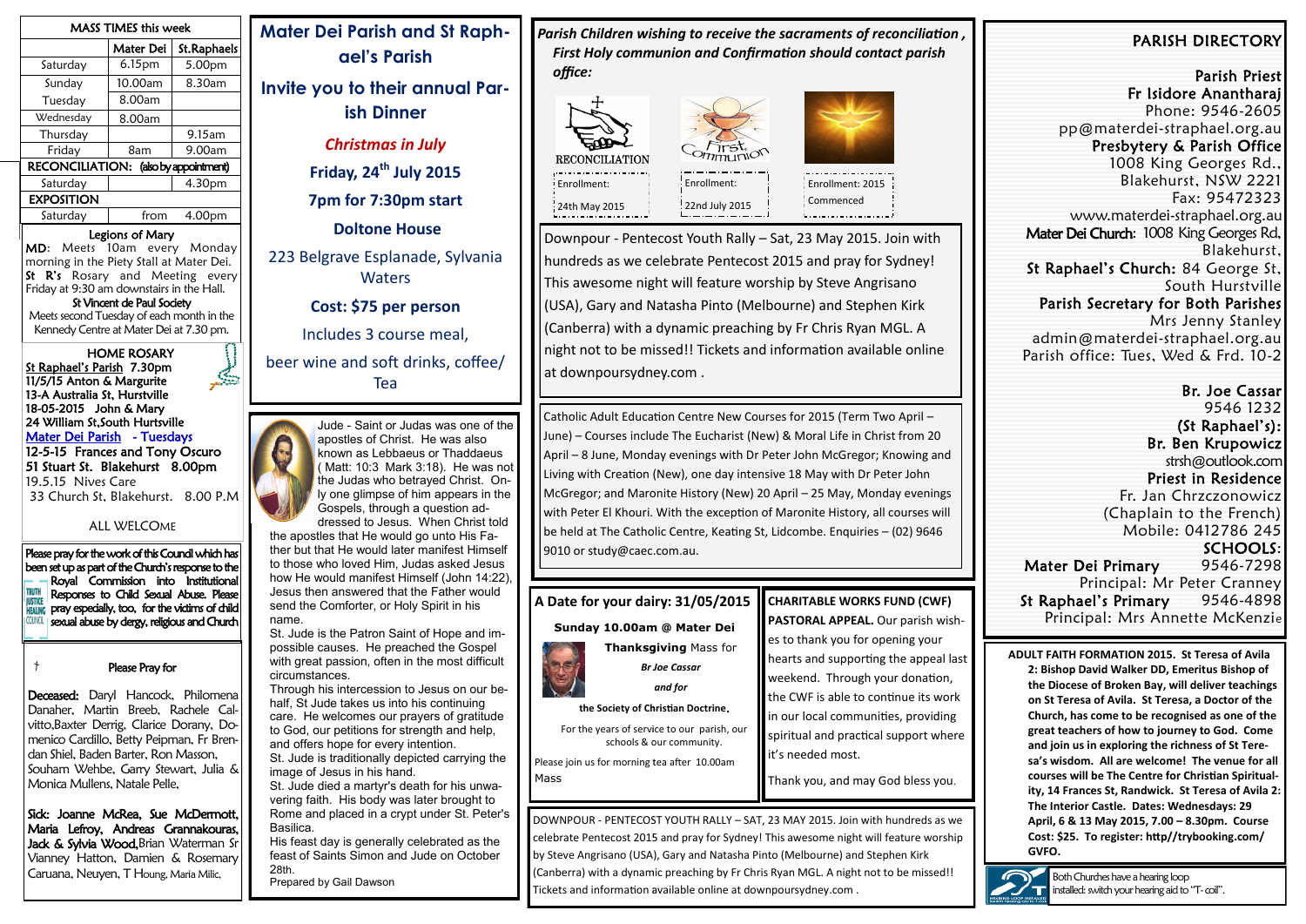## MASS TIMES this week

| | Mater Dei | St.Raphaels |
|---|---|---|
| Saturday | 6.15pm | 5.00pm |
| Sunday | 10.00am | 8.30am |
| Tuesday | 8.00am | |
| Wednesday | 8.00am | |
| Thursday | | 9.15am |
| Friday | 8am | 9.00am |
| **RECONCILIATION:** (also by appointment) | | |
| Saturday | | 4.30pm |
| **EXPOSITION** | | |
| Saturday | from | 4.00pm |

**Legions of Mary**

**MD**: Meets 10am every Monday morning in the Piety Stall at Mater Dei. **St R's** Rosary and Meeting every Friday at 9:30 am downstairs in the Hall.

**St Vincent de Paul Society**

Meets second Tuesday of each month in the Kennedy Centre at Mater Dei at 7.30 pm.

**HOME ROSARY**

**St Raphael's Parish 7.30pm**
**11/5/15 Anton & Margurite**
**13-A Australia St, Hurstville**
**18-05-2015 John & Mary**
**24 William St,South Hurtsville**
**Mater Dei Parish - Tuesdays**
**12-5-15 Frances and Tony Oscuro**
**51 Stuart St. Blakehurst 8.00pm**
19.5.15 Nives Care
33 Church St, Blakehurst. 8.00 P.M

ALL WELCOME

**Please pray for the work of this Council which has been set up as part of the Church's response to the Royal Commission into Institutional Responses to Child Sexual Abuse. Please pray especially, too, for the victims of child sexual abuse by clergy, religious and Church**

† **Please Pray for**

**Deceased:** Daryl Hancock, Philomena Danaher, Martin Breeb, Rachele Calvitto,Baxter Derrig, Clarice Dorany, Domenico Cardillo, Betty Peipman, Fr Brendan Shiel, Baden Barter, Ron Masson, Souham Wehbe, Garry Stewart, Julia & Monica Mullens, Natale Pelle,

**Sick:** **Joanne McRea, Sue McDermott, Maria Lefroy, Andreas Grannakouras, Jack & Sylvia Wood,**Brian Waterman Sr Vianney Hatton, Damien & Rosemary Caruana, Neuyen, T Houng, Maria Milic,

## Mater Dei Parish and St Raphael's Parish

**Invite you to their annual Parish Dinner**

***Christmas in July***

**Friday, 24th July 2015**

**7pm for 7:30pm start**

**Doltone House**

223 Belgrave Esplanade, Sylvania Waters

**Cost: $75 per person**

Includes 3 course meal,

beer wine and soft drinks, coffee/ Tea

Jude - Saint or Judas was one of the apostles of Christ. He was also known as Lebbaeus or Thaddaeus ( Matt: 10:3 Mark 3:18). He was not the Judas who betrayed Christ. Only one glimpse of him appears in the Gospels, through a question addressed to Jesus. When Christ told the apostles that He would go unto His Father but that He would later manifest Himself to those who loved Him, Judas asked Jesus how He would manifest Himself (John 14:22), Jesus then answered that the Father would send the Comforter, or Holy Spirit in his name.

St. Jude is the Patron Saint of Hope and impossible causes. He preached the Gospel with great passion, often in the most difficult circumstances.

Through his intercession to Jesus on our behalf, St Jude takes us into his continuing prayer to God. He welcomes our prayers of gratitude to God, our petitions for strength and help, and offers hope for every intention.

St. Jude is traditionally depicted carrying the image of Jesus in his hand.

St. Jude died a martyr's death for his unwavering faith. His body was later brought to Rome and placed in a crypt under St. Peter's Basilica.

His feast day is generally celebrated as the feast of Saints Simon and Jude on October 28th.

Prepared by Gail Dawson

***Parish Children wishing to receive the sacraments of reconciliation , First Holy communion and Confirmation should contact parish office:***

RECONCILIATION
Enrollment:
24th May 2015

First Communion
Enrollment:
22nd July 2015

Enrollment: 2015
Commenced

Downpour - Pentecost Youth Rally – Sat, 23 May 2015. Join with hundreds as we celebrate Pentecost 2015 and pray for Sydney! This awesome night will feature worship by Steve Angrisano (USA), Gary and Natasha Pinto (Melbourne) and Stephen Kirk (Canberra) with a dynamic preaching by Fr Chris Ryan MGL. A night not to be missed!! Tickets and information available online at downpoursydney.com .

Catholic Adult Education Centre New Courses for 2015 (Term Two April – June) – Courses include The Eucharist (New) & Moral Life in Christ from 20 April – 8 June, Monday evenings with Dr Peter John McGregor; Living with Creation (New), one day intensive 18 May with Dr Peter John McGregor; and Maronite History (New) 20 April – 25 May, Monday evenings with Peter El Khouri. With the exception of Maronite History, all courses will be held at The Catholic Centre, Keating St, Lidcombe. Enquiries – (02) 9646 9010 or study@caec.com.au.

**A Date for your dairy: 31/05/2015**

**Sunday 10.00am @ Mater Dei**

**Thanksgiving** Mass for

***Br Joe Cassar***

***and for***

**the Society of Christian Doctrine.**

For the years of service to our parish, our schools & our community.

Please join us for morning tea after 10.00am Mass

**CHARITABLE WORKS FUND (CWF) PASTORAL APPEAL.** Our parish wishes to thank you for opening your hearts and supporting the appeal last weekend. Through your donation, the CWF is able to continue its work in our local communities, providing spiritual and practical support where it's needed most.

Thank you, and may God bless you.

DOWNPOUR - PENTECOST YOUTH RALLY – SAT, 23 MAY 2015. Join with hundreds as we celebrate Pentecost 2015 and pray for Sydney! This awesome night will feature worship by Steve Angrisano (USA), Gary and Natasha Pinto (Melbourne) and Stephen Kirk (Canberra) with a dynamic preaching by Fr Chris Ryan MGL. A night not to be missed!! Tickets and information available online at downpoursydney.com .

## PARISH DIRECTORY

**Parish Priest**
**Fr Isidore Anantharaj**
Phone: 9546-2605
pp@materdei-straphael.org.au
**Presbytery & Parish Office**
1008 King Georges Rd.,
Blakehurst, NSW 2221
Fax: 95472323
www.materdei-straphael.org.au
**Mater Dei Church**: 1008 King Georges Rd, Blakehurst,
**St Raphael's Church:** 84 George St, South Hurstville
**Parish Secretary for Both Parishes**
Mrs Jenny Stanley
admin@materdei-straphael.org.au
Parish office: Tues, Wed & Frd. 10-2

**Br. Joe Cassar**
9546 1232
**(St Raphael's):**
**Br. Ben Krupowicz**
strsh@outlook.com
**Priest in Residence**
Fr. Jan Chrzczonowicz
(Chaplain to the French)
Mobile: 0412786 245
**SCHOOLS:**
**Mater Dei Primary** 9546-7298
Principal: Mr Peter Cranney
**St Raphael's Primary** 9546-4898
Principal: Mrs Annette McKenzie

**ADULT FAITH FORMATION 2015. St Teresa of Avila 2: Bishop David Walker DD, Emeritus Bishop of the Diocese of Broken Bay, will deliver teachings on St Teresa of Avila. St Teresa, a Doctor of the Church, has come to be recognised as one of the great teachers of how to journey to God. Come and join us in exploring the richness of St Teresa's wisdom. All are welcome! The venue for all courses will be The Centre for Christian Spirituality, 14 Frances St, Randwick. St Teresa of Avila 2: The Interior Castle. Dates: Wednesdays: 29 April, 6 & 13 May 2015, 7.00 – 8.30pm. Course Cost: $25. To register: http//trybooking.com/ GVFO.**

Both Churches have a hearing loop installed: switch your hearing aid to "T- coil".